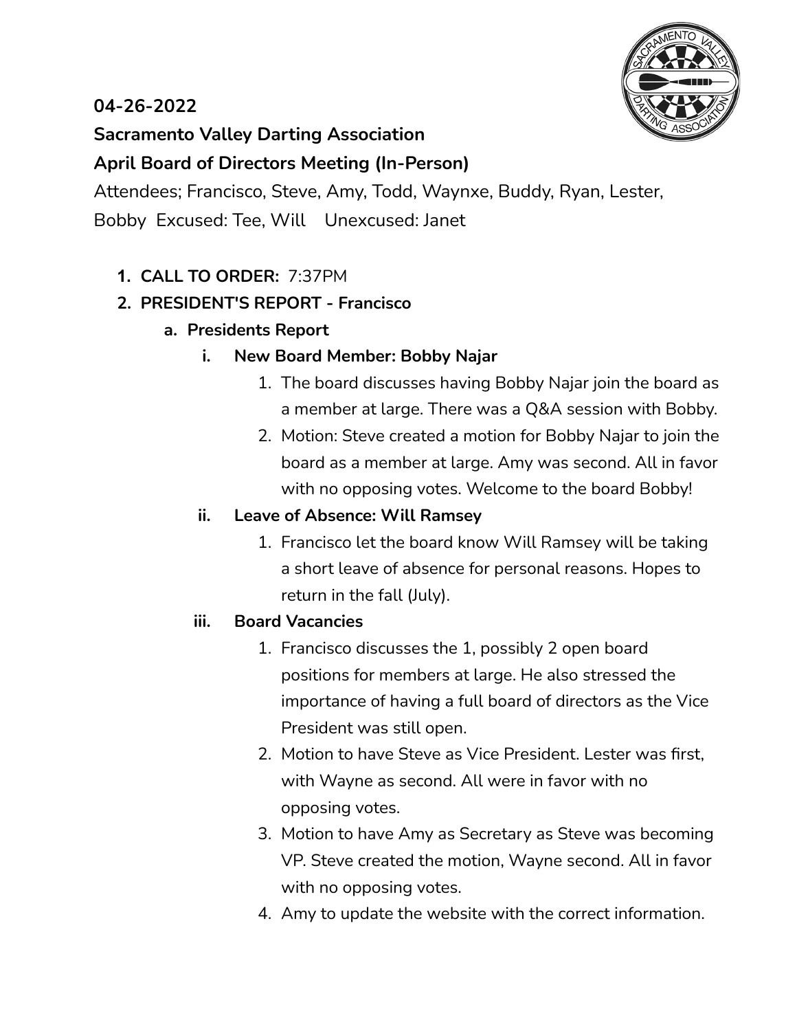**04-26-2022**

**Sacramento Valley Darting Association**

**April Board of Directors Meeting (In-Person)**

Attendees; Francisco, Steve, Amy, Todd, Waynxe, Buddy, Ryan, Lester, Bobby  Excused: Tee, Will    Unexcused: Janet

1. **CALL TO ORDER:** 7:37PM
2. **PRESIDENT'S REPORT - Francisco**
    a. **Presidents Report**
        i. **New Board Member: Bobby Najar**
            1. The board discusses having Bobby Najar join the board as a member at large. There was a Q&A session with Bobby.
            2. Motion: Steve created a motion for Bobby Najar to join the board as a member at large. Amy was second. All in favor with no opposing votes. Welcome to the board Bobby!
        ii. **Leave of Absence: Will Ramsey**
            1. Francisco let the board know Will Ramsey will be taking a short leave of absence for personal reasons. Hopes to return in the fall (July).
        iii. **Board Vacancies**
            1. Francisco discusses the 1, possibly 2 open board positions for members at large. He also stressed the importance of having a full board of directors as the Vice President was still open.
            2. Motion to have Steve as Vice President. Lester was first, with Wayne as second. All were in favor with no opposing votes.
            3. Motion to have Amy as Secretary as Steve was becoming VP. Steve created the motion, Wayne second. All in favor with no opposing votes.
            4. Amy to update the website with the correct information.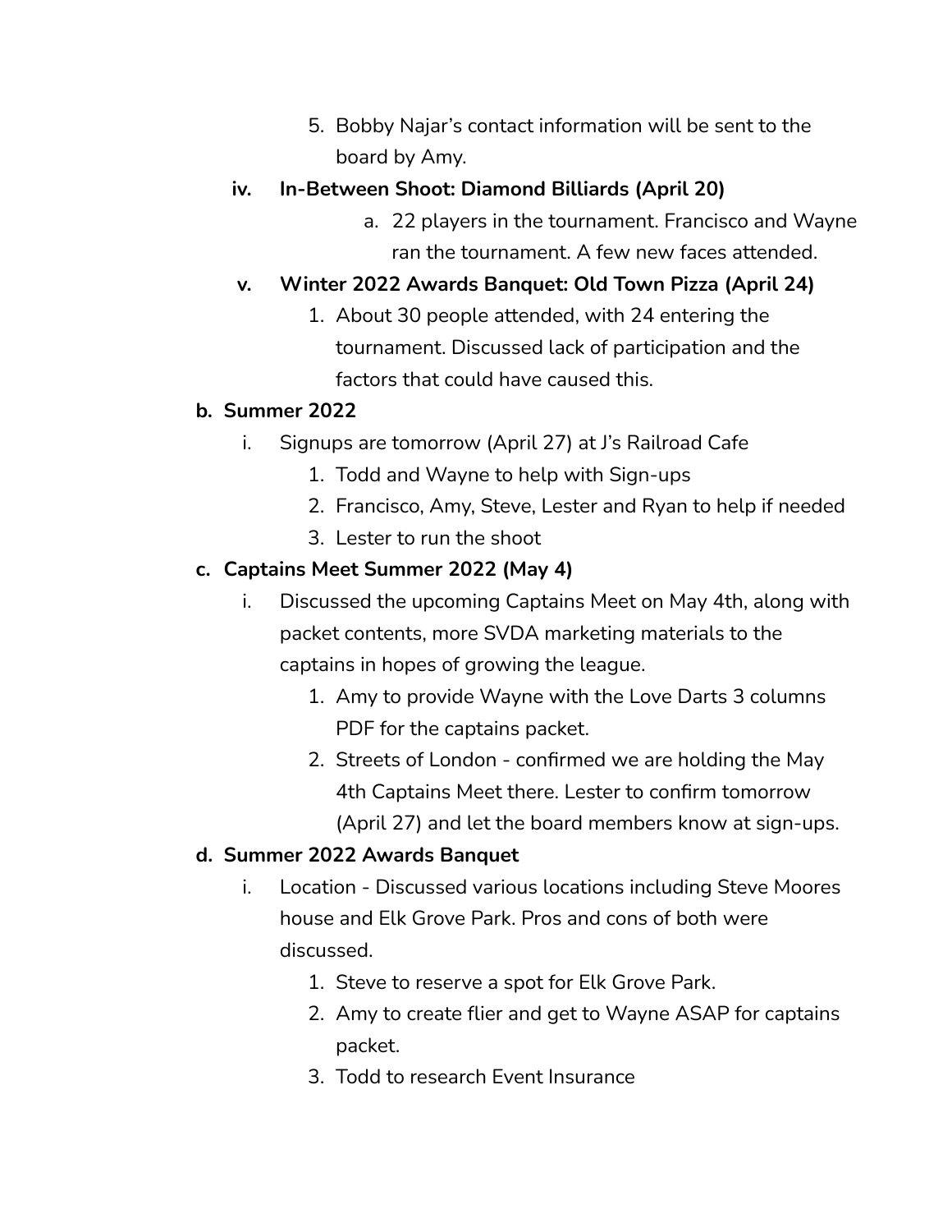5. Bobby Najar's contact information will be sent to the board by Amy.

**iv. In-Between Shoot: Diamond Billiards (April 20)**

a. 22 players in the tournament. Francisco and Wayne ran the tournament. A few new faces attended.

**v. Winter 2022 Awards Banquet: Old Town Pizza (April 24)**

1. About 30 people attended, with 24 entering the tournament. Discussed lack of participation and the factors that could have caused this.

**b. Summer 2022**

i. Signups are tomorrow (April 27) at J's Railroad Cafe

1. Todd and Wayne to help with Sign-ups
2. Francisco, Amy, Steve, Lester and Ryan to help if needed
3. Lester to run the shoot

**c. Captains Meet Summer 2022 (May 4)**

i. Discussed the upcoming Captains Meet on May 4th, along with packet contents, more SVDA marketing materials to the captains in hopes of growing the league.

1. Amy to provide Wayne with the Love Darts 3 columns PDF for the captains packet.
2. Streets of London - confirmed we are holding the May 4th Captains Meet there. Lester to confirm tomorrow (April 27) and let the board members know at sign-ups.

**d. Summer 2022 Awards Banquet**

i. Location - Discussed various locations including Steve Moores house and Elk Grove Park. Pros and cons of both were discussed.

1. Steve to reserve a spot for Elk Grove Park.
2. Amy to create flier and get to Wayne ASAP for captains packet.
3. Todd to research Event Insurance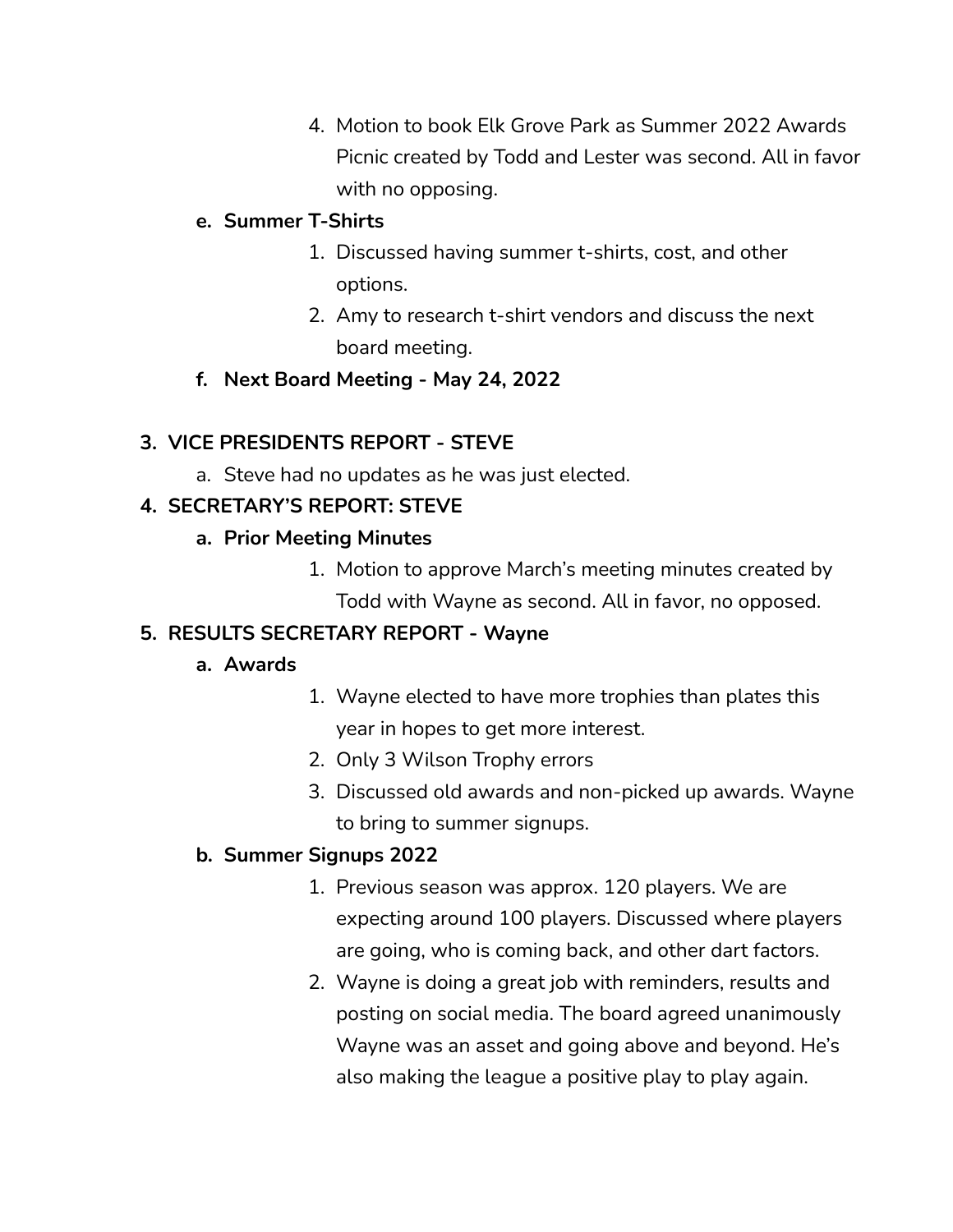4. Motion to book Elk Grove Park as Summer 2022 Awards Picnic created by Todd and Lester was second. All in favor with no opposing.

**e. Summer T-Shirts**

1. Discussed having summer t-shirts, cost, and other options.
2. Amy to research t-shirt vendors and discuss the next board meeting.

**f. Next Board Meeting - May 24, 2022**

**3. VICE PRESIDENTS REPORT - STEVE**

a. Steve had no updates as he was just elected.

**4. SECRETARY'S REPORT: STEVE**

**a. Prior Meeting Minutes**

1. Motion to approve March's meeting minutes created by Todd with Wayne as second. All in favor, no opposed.

**5. RESULTS SECRETARY REPORT - Wayne**

**a. Awards**

1. Wayne elected to have more trophies than plates this year in hopes to get more interest.
2. Only 3 Wilson Trophy errors
3. Discussed old awards and non-picked up awards. Wayne to bring to summer signups.

**b. Summer Signups 2022**

1. Previous season was approx. 120 players. We are expecting around 100 players. Discussed where players are going, who is coming back, and other dart factors.
2. Wayne is doing a great job with reminders, results and posting on social media. The board agreed unanimously Wayne was an asset and going above and beyond. He's also making the league a positive play to play again.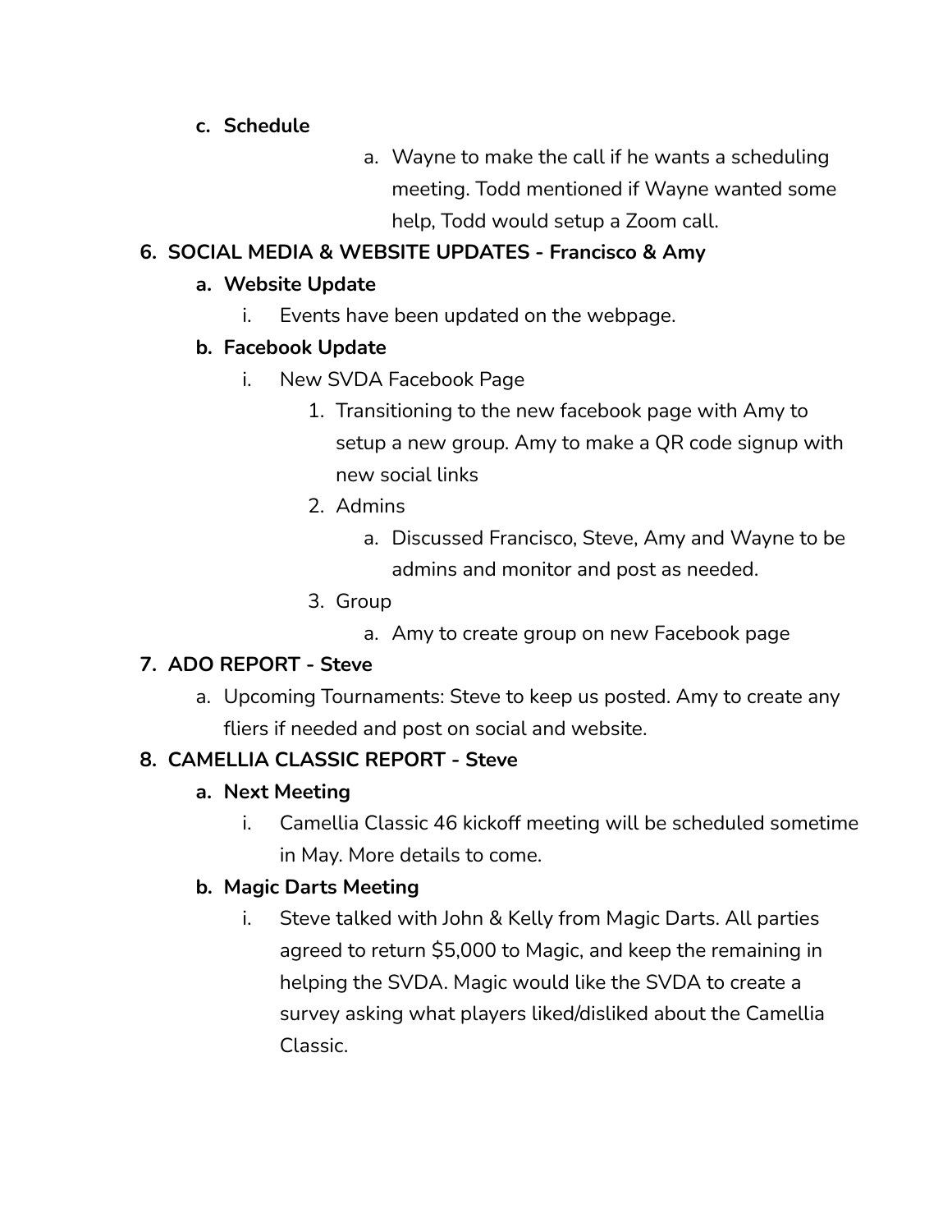- **c. Schedule**
    - a. Wayne to make the call if he wants a scheduling meeting. Todd mentioned if Wayne wanted some help, Todd would setup a Zoom call.

6. **SOCIAL MEDIA & WEBSITE UPDATES - Francisco & Amy**
    - **a. Website Update**
        - i. Events have been updated on the webpage.
    - **b. Facebook Update**
        - i. New SVDA Facebook Page
            1. Transitioning to the new facebook page with Amy to setup a new group. Amy to make a QR code signup with new social links
            2. Admins
                - a. Discussed Francisco, Steve, Amy and Wayne to be admins and monitor and post as needed.
            3. Group
                - a. Amy to create group on new Facebook page
7. **ADO REPORT - Steve**
    - a. Upcoming Tournaments: Steve to keep us posted. Amy to create any fliers if needed and post on social and website.
8. **CAMELLIA CLASSIC REPORT - Steve**
    - **a. Next Meeting**
        - i. Camellia Classic 46 kickoff meeting will be scheduled sometime in May. More details to come.
    - **b. Magic Darts Meeting**
        - i. Steve talked with John & Kelly from Magic Darts. All parties agreed to return $5,000 to Magic, and keep the remaining in helping the SVDA. Magic would like the SVDA to create a survey asking what players liked/disliked about the Camellia Classic.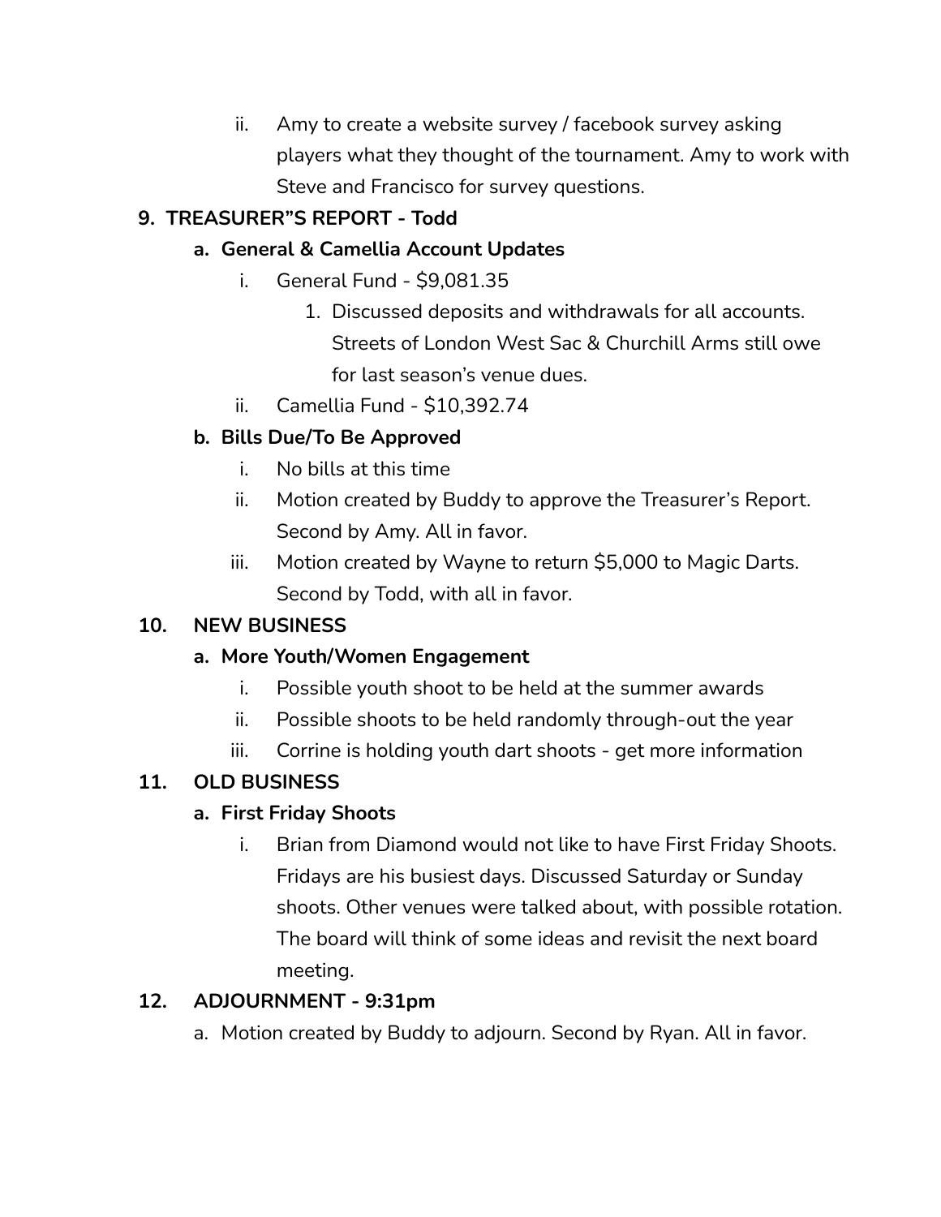ii. Amy to create a website survey / facebook survey asking players what they thought of the tournament. Amy to work with Steve and Francisco for survey questions.

9. **TREASURER"S REPORT - Todd**
   a. **General & Camellia Account Updates**
      i. General Fund - $9,081.35
         1. Discussed deposits and withdrawals for all accounts. Streets of London West Sac & Churchill Arms still owe for last season's venue dues.
      ii. Camellia Fund - $10,392.74
   b. **Bills Due/To Be Approved**
      i. No bills at this time
      ii. Motion created by Buddy to approve the Treasurer's Report. Second by Amy. All in favor.
      iii. Motion created by Wayne to return $5,000 to Magic Darts. Second by Todd, with all in favor.

10. **NEW BUSINESS**
   a. **More Youth/Women Engagement**
      i. Possible youth shoot to be held at the summer awards
      ii. Possible shoots to be held randomly through-out the year
      iii. Corrine is holding youth dart shoots - get more information

11. **OLD BUSINESS**
   a. **First Friday Shoots**
      i. Brian from Diamond would not like to have First Friday Shoots. Fridays are his busiest days. Discussed Saturday or Sunday shoots. Other venues were talked about, with possible rotation. The board will think of some ideas and revisit the next board meeting.

12. **ADJOURNMENT - 9:31pm**
   a. Motion created by Buddy to adjourn. Second by Ryan. All in favor.